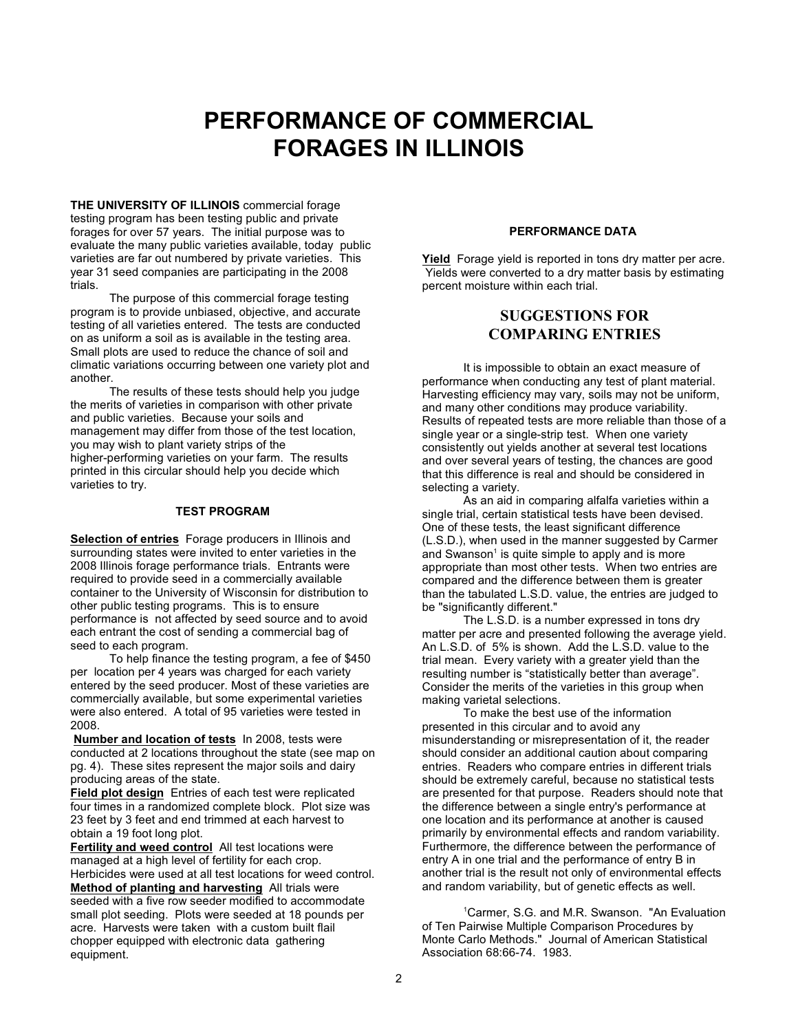# PERFORMANCE OF COMMERCIAL FORAGES IN ILLINOIS

**THE UNIVERSITY OF ILLINOIS** commercial forage testing program has been testing public and private forages for over 57 years. The initial purpose was to evaluate the many public varieties available, today public varieties are far out numbered by private varieties. This year 31 seed companies are participating in the 2008 trials.

The purpose of this commercial forage testing program is to provide unbiased, objective, and accurate testing of all varieties entered. The tests are conducted on as uniform a soil as is available in the testing area. Small plots are used to reduce the chance of soil and climatic variations occurring between one variety plot and another.

The results of these tests should help you judge the merits of varieties in comparison with other private and public varieties. Because your soils and management may differ from those of the test location, you may wish to plant variety strips of the higher-performing varieties on your farm. The results printed in this circular should help you decide which varieties to try.

#### TEST PROGRAM

**Selection of entries** Forage producers in Illinois and surrounding states were invited to enter varieties in the 2008 Illinois forage performance trials. Entrants were required to provide seed in a commercially available container to the University of Wisconsin for distribution to other public testing programs. This is to ensure performance is not affected by seed source and to avoid each entrant the cost of sending a commercial bag of seed to each program.

To help finance the testing program, a fee of $450 per location per 4 years was charged for each variety entered by the seed producer. Most of these varieties are commercially available, but some experimental varieties were also entered. A total of 95 varieties were tested in 2008.

**Number and location of tests** In 2008, tests were conducted at 2 locations throughout the state (see map on pg. 4). These sites represent the major soils and dairy producing areas of the state.

**Field plot design** Entries of each test were replicated four times in a randomized complete block. Plot size was 23 feet by 3 feet and end trimmed at each harvest to obtain a 19 foot long plot.

**Fertility and weed control** All test locations were managed at a high level of fertility for each crop. Herbicides were used at all test locations for weed control.

**Method of planting and harvesting** All trials were seeded with a five row seeder modified to accommodate small plot seeding. Plots were seeded at 18 pounds per acre. Harvests were taken with a custom built flail chopper equipped with electronic data gathering equipment.

#### PERFORMANCE DATA

**Yield** Forage yield is reported in tons dry matter per acre. Yields were converted to a dry matter basis by estimating percent moisture within each trial.

## SUGGESTIONS FOR COMPARING ENTRIES

It is impossible to obtain an exact measure of performance when conducting any test of plant material. Harvesting efficiency may vary, soils may not be uniform, and many other conditions may produce variability. Results of repeated tests are more reliable than those of a single year or a single-strip test. When one variety consistently out yields another at several test locations and over several years of testing, the chances are good that this difference is real and should be considered in selecting a variety.

As an aid in comparing alfalfa varieties within a single trial, certain statistical tests have been devised. One of these tests, the least significant difference (L.S.D.), when used in the manner suggested by Carmer and Swanson[1] is quite simple to apply and is more appropriate than most other tests. When two entries are compared and the difference between them is greater than the tabulated L.S.D. value, the entries are judged to be "significantly different."

The L.S.D. is a number expressed in tons dry matter per acre and presented following the average yield. An L.S.D. of 5% is shown. Add the L.S.D. value to the trial mean. Every variety with a greater yield than the resulting number is "statistically better than average". Consider the merits of the varieties in this group when making varietal selections.

To make the best use of the information presented in this circular and to avoid any misunderstanding or misrepresentation of it, the reader should consider an additional caution about comparing entries. Readers who compare entries in different trials should be extremely careful, because no statistical tests are presented for that purpose. Readers should note that the difference between a single entry's performance at one location and its performance at another is caused primarily by environmental effects and random variability. Furthermore, the difference between the performance of entry A in one trial and the performance of entry B in another trial is the result not only of environmental effects and random variability, but of genetic effects as well.

[1]Carmer, S.G. and M.R. Swanson. "An Evaluation of Ten Pairwise Multiple Comparison Procedures by Monte Carlo Methods." Journal of American Statistical Association 68:66-74. 1983.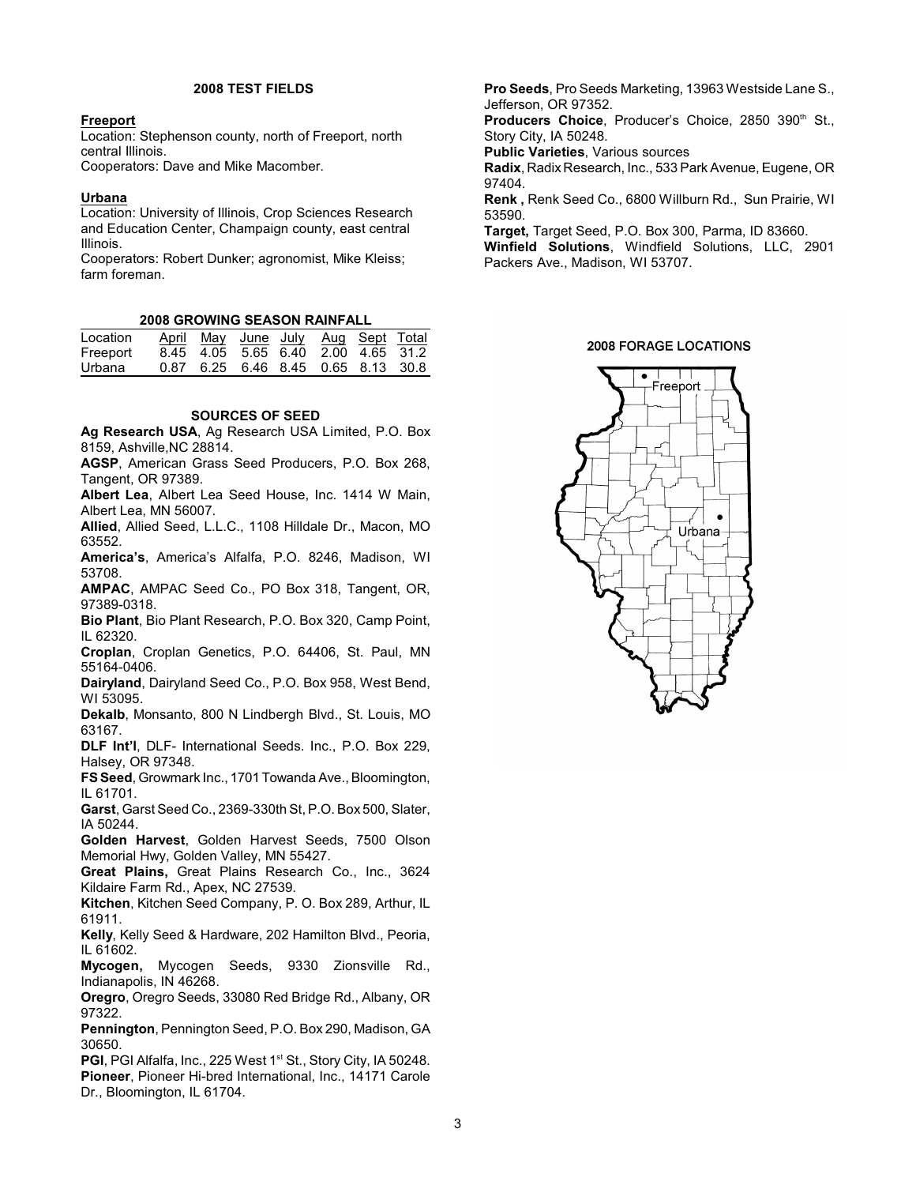## 2008 TEST FIELDS

**Freeport**

Location: Stephenson county, north of Freeport, north central Illinois.
Cooperators: Dave and Mike Macomber.

**Urbana**

Location: University of Illinois, Crop Sciences Research and Education Center, Champaign county, east central Illinois.
Cooperators: Robert Dunker; agronomist, Mike Kleiss; farm foreman.

## 2008 GROWING SEASON RAINFALL

| Location | April | May | June | July | Aug | Sept | Total |
|---|---|---|---|---|---|---|---|
| Freeport | 8.45 | 4.05 | 5.65 | 6.40 | 2.00 | 4.65 | 31.2 |
| Urbana | 0.87 | 6.25 | 6.46 | 8.45 | 0.65 | 8.13 | 30.8 |

## SOURCES OF SEED

**Ag Research USA**, Ag Research USA Limited, P.O. Box 8159, Ashville,NC 28814.

**AGSP**, American Grass Seed Producers, P.O. Box 268, Tangent, OR 97389.

**Albert Lea**, Albert Lea Seed House, Inc. 1414 W Main, Albert Lea, MN 56007.

**Allied**, Allied Seed, L.L.C., 1108 Hilldale Dr., Macon, MO 63552.

**America's**, America's Alfalfa, P.O. 8246, Madison, WI 53708.

**AMPAC**, AMPAC Seed Co., PO Box 318, Tangent, OR, 97389-0318.

**Bio Plant**, Bio Plant Research, P.O. Box 320, Camp Point, IL 62320.

**Croplan**, Croplan Genetics, P.O. 64406, St. Paul, MN 55164-0406.

**Dairyland**, Dairyland Seed Co., P.O. Box 958, West Bend, WI 53095.

**Dekalb**, Monsanto, 800 N Lindbergh Blvd., St. Louis, MO 63167.

**DLF Int'l**, DLF- International Seeds. Inc., P.O. Box 229, Halsey, OR 97348.

**FS Seed**, Growmark Inc., 1701 Towanda Ave., Bloomington, IL 61701.

**Garst**, Garst Seed Co., 2369-330th St, P.O. Box 500, Slater, IA 50244.

**Golden Harvest**, Golden Harvest Seeds, 7500 Olson Memorial Hwy, Golden Valley, MN 55427.

**Great Plains,** Great Plains Research Co., Inc., 3624 Kildaire Farm Rd., Apex, NC 27539.

**Kitchen**, Kitchen Seed Company, P. O. Box 289, Arthur, IL 61911.

**Kelly**, Kelly Seed & Hardware, 202 Hamilton Blvd., Peoria, IL 61602.

**Mycogen,** Mycogen Seeds, 9330 Zionsville Rd., Indianapolis, IN 46268.

**Oregro**, Oregro Seeds, 33080 Red Bridge Rd., Albany, OR 97322.

**Pennington**, Pennington Seed, P.O. Box 290, Madison, GA 30650.

**PGI**, PGI Alfalfa, Inc., 225 West 1st St., Story City, IA 50248.

**Pioneer**, Pioneer Hi-bred International, Inc., 14171 Carole Dr., Bloomington, IL 61704.

**Pro Seeds**, Pro Seeds Marketing, 13963 Westside Lane S., Jefferson, OR 97352.

**Producers Choice**, Producer's Choice, 2850 390th St., Story City, IA 50248.

**Public Varieties**, Various sources

**Radix**, Radix Research, Inc., 533 Park Avenue, Eugene, OR 97404.

**Renk ,** Renk Seed Co., 6800 Willburn Rd., Sun Prairie, WI 53590.

**Target,** Target Seed, P.O. Box 300, Parma, ID 83660.

**Winfield Solutions**, Windfield Solutions, LLC, 2901 Packers Ave., Madison, WI 53707.

**2008 FORAGE LOCATIONS**

Freeport

Urbana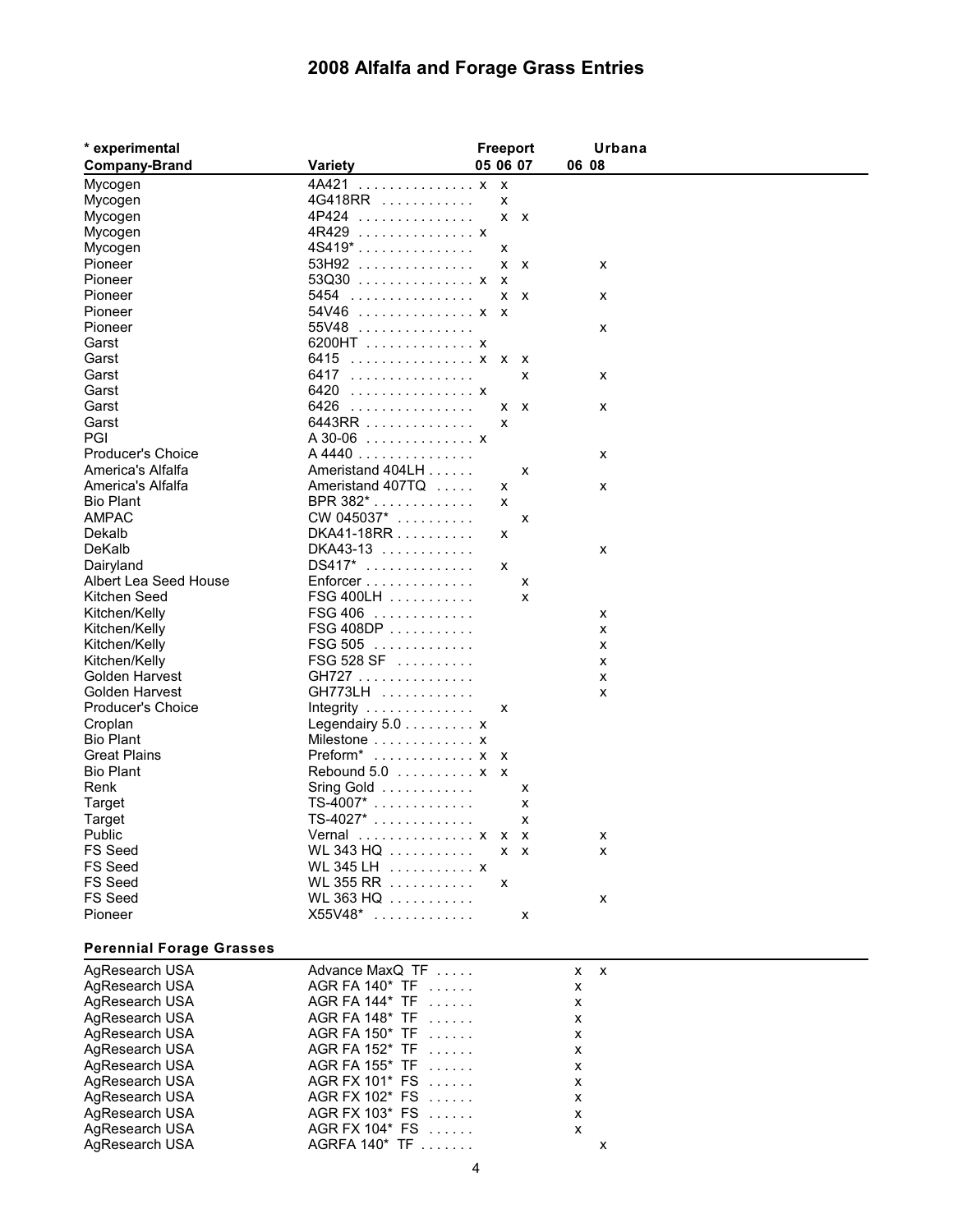# 2008 Alfalfa and Forage Grass Entries

| * experimental | | Freeport | | | Urbana | |
|---|---|---|---|---|---|---|
| Company-Brand | Variety | 05 | 06 | 07 | 06 | 08 |
| Mycogen | 4A421 | x | x | | | |
| Mycogen | 4G418RR | | x | | | |
| Mycogen | 4P424 | | x | x | | |
| Mycogen | 4R429 | x | | | | |
| Mycogen | 4S419* | | x | | | |
| Pioneer | 53H92 | | x | x | | x |
| Pioneer | 53Q30 | x | x | | | |
| Pioneer | 5454 | | x | x | | x |
| Pioneer | 54V46 | x | x | | | |
| Pioneer | 55V48 | | | | | x |
| Garst | 6200HT | x | | | | |
| Garst | 6415 | x | x | x | | |
| Garst | 6417 | | | x | | x |
| Garst | 6420 | x | | | | |
| Garst | 6426 | | x | x | | x |
| Garst | 6443RR | | x | | | |
| PGI | A 30-06 | x | | | | |
| Producer's Choice | A 4440 | | | | | x |
| America's Alfalfa | Ameristand 404LH | | | x | | |
| America's Alfalfa | Ameristand 407TQ | | x | | | x |
| Bio Plant | BPR 382* | | x | | | |
| AMPAC | CW 045037* | | | x | | |
| Dekalb | DKA41-18RR | | x | | | |
| DeKalb | DKA43-13 | | | | | x |
| Dairyland | DS417* | | x | | | |
| Albert Lea Seed House | Enforcer | | | x | | |
| Kitchen Seed | FSG 400LH | | | x | | |
| Kitchen/Kelly | FSG 406 | | | | | x |
| Kitchen/Kelly | FSG 408DP | | | | | x |
| Kitchen/Kelly | FSG 505 | | | | | x |
| Kitchen/Kelly | FSG 528 SF | | | | | x |
| Golden Harvest | GH727 | | | | | x |
| Golden Harvest | GH773LH | | | | | x |
| Producer's Choice | Integrity | | x | | | |
| Croplan | Legendairy 5.0 | x | | | | |
| Bio Plant | Milestone | x | | | | |
| Great Plains | Preform* | x | x | | | |
| Bio Plant | Rebound 5.0 | x | x | | | |
| Renk | Sring Gold | | | x | | |
| Target | TS-4007* | | | x | | |
| Target | TS-4027* | | | x | | |
| Public | Vernal | x | x | x | | x |
| FS Seed | WL 343 HQ | | x | x | | x |
| FS Seed | WL 345 LH | x | | | | |
| FS Seed | WL 355 RR | | x | | | |
| FS Seed | WL 363 HQ | | | | | x |
| Pioneer | X55V48* | | | x | | |
| **Perennial Forage Grasses** | | | | | | |
| AgResearch USA | Advance MaxQ TF | | | | x | x |
| AgResearch USA | AGR FA 140* TF | | | | x | |
| AgResearch USA | AGR FA 144* TF | | | | x | |
| AgResearch USA | AGR FA 148* TF | | | | x | |
| AgResearch USA | AGR FA 150* TF | | | | x | |
| AgResearch USA | AGR FA 152* TF | | | | x | |
| AgResearch USA | AGR FA 155* TF | | | | x | |
| AgResearch USA | AGR FX 101* FS | | | | x | |
| AgResearch USA | AGR FX 102* FS | | | | x | |
| AgResearch USA | AGR FX 103* FS | | | | x | |
| AgResearch USA | AGR FX 104* FS | | | | x | |
| AgResearch USA | AGRFA 140* TF | | | | | x |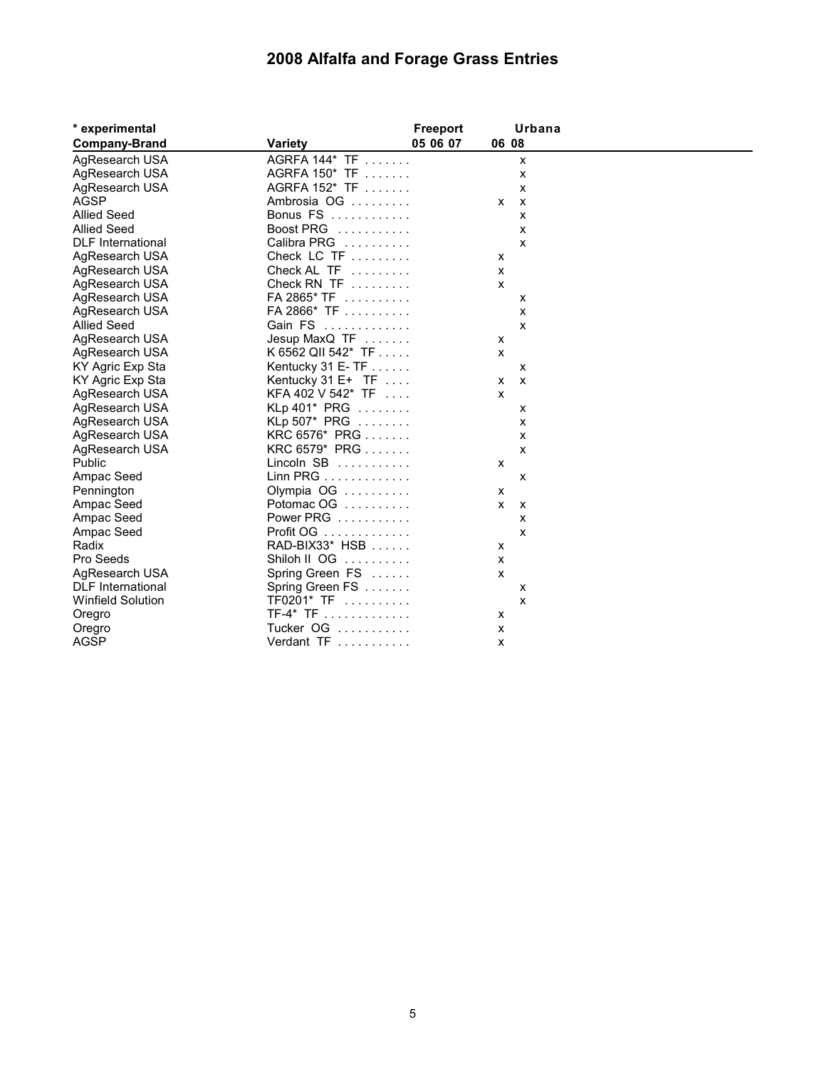# 2008 Alfalfa and Forage Grass Entries

| * experimental | | Freeport | | | Urbana | |
|---|---|---|---|---|---|---|
| **Company-Brand** | **Variety** | **05** | **06** | **07** | **06** | **08** |
| AgResearch USA | AGRFA 144* TF | | | | | x |
| AgResearch USA | AGRFA 150* TF | | | | | x |
| AgResearch USA | AGRFA 152* TF | | | | | x |
| AGSP | Ambrosia OG | | | | x | x |
| Allied Seed | Bonus FS | | | | | x |
| Allied Seed | Boost PRG | | | | | x |
| DLF International | Calibra PRG | | | | | x |
| AgResearch USA | Check LC TF | | | | x | |
| AgResearch USA | Check AL TF | | | | x | |
| AgResearch USA | Check RN TF | | | | x | |
| AgResearch USA | FA 2865* TF | | | | | x |
| AgResearch USA | FA 2866* TF | | | | | x |
| Allied Seed | Gain FS | | | | | x |
| AgResearch USA | Jesup MaxQ TF | | | | x | |
| AgResearch USA | K 6562 QII 542* TF | | | | x | |
| KY Agric Exp Sta | Kentucky 31 E- TF | | | | | x |
| KY Agric Exp Sta | Kentucky 31 E+ TF | | | | x | x |
| AgResearch USA | KFA 402 V 542* TF | | | | x | |
| AgResearch USA | KLp 401* PRG | | | | | x |
| AgResearch USA | KLp 507* PRG | | | | | x |
| AgResearch USA | KRC 6576* PRG | | | | | x |
| AgResearch USA | KRC 6579* PRG | | | | | x |
| Public | Lincoln SB | | | | x | |
| Ampac Seed | Linn PRG | | | | | x |
| Pennington | Olympia OG | | | | x | |
| Ampac Seed | Potomac OG | | | | x | x |
| Ampac Seed | Power PRG | | | | | x |
| Ampac Seed | Profit OG | | | | | x |
| Radix | RAD-BIX33* HSB | | | | x | |
| Pro Seeds | Shiloh II OG | | | | x | |
| AgResearch USA | Spring Green FS | | | | x | |
| DLF International | Spring Green FS | | | | | x |
| Winfield Solution | TF0201* TF | | | | | x |
| Oregro | TF-4* TF | | | | x | |
| Oregro | Tucker OG | | | | x | |
| AGSP | Verdant TF | | | | x | |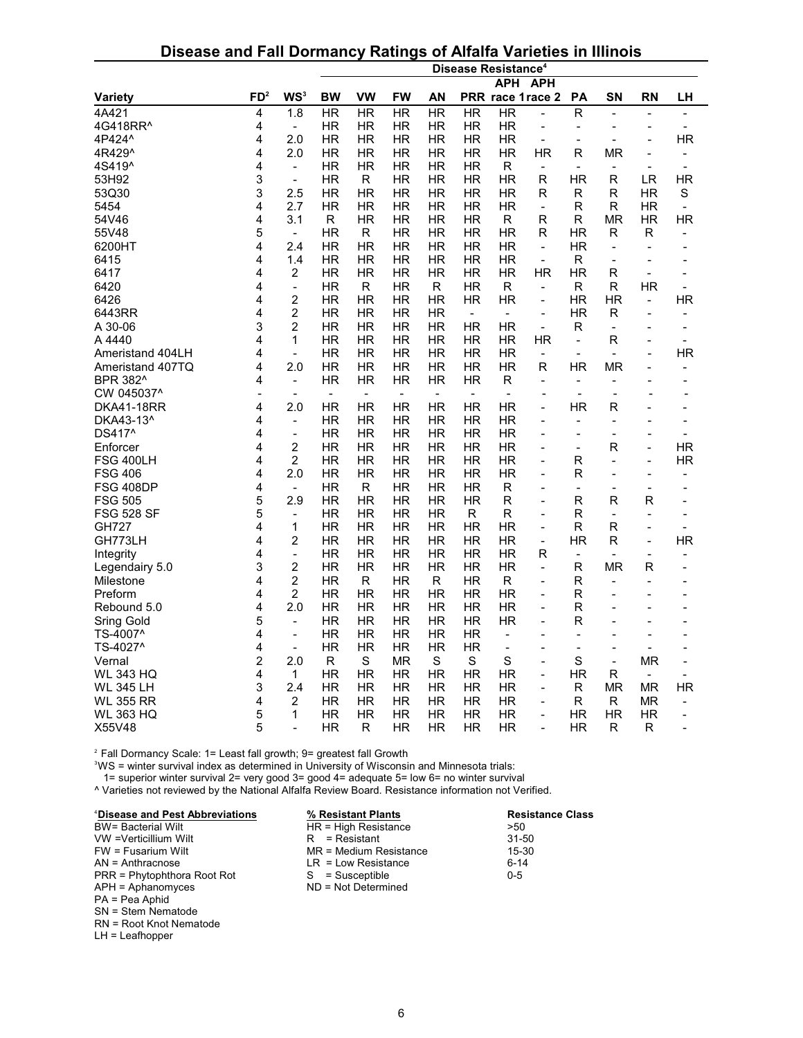# Disease and Fall Dormancy Ratings of Alfalfa Varieties in Illinois

| | | | Disease Resistance[4] | | | | | | | | | | |
|---|---|---|---|---|---|---|---|---|---|---|---|---|---|
| Variety | FD[2] | WS[3] | BW | VW | FW | AN | PRR | APH race 1 | APH race 2 | PA | SN | RN | LH |
| 4A421 | 4 | 1.8 | HR | HR | HR | HR | HR | HR | - | R | - | - | - |
| 4G418RR^ | 4 | - | HR | HR | HR | HR | HR | HR | - | - | - | - | - |
| 4P424^ | 4 | 2.0 | HR | HR | HR | HR | HR | HR | - | - | - | - | HR |
| 4R429^ | 4 | 2.0 | HR | HR | HR | HR | HR | HR | HR | R | MR | - | - |
| 4S419^ | 4 | - | HR | HR | HR | HR | HR | R | - | - | - | - | - |
| 53H92 | 3 | - | HR | R | HR | HR | HR | HR | R | HR | R | LR | HR |
| 53Q30 | 3 | 2.5 | HR | HR | HR | HR | HR | HR | R | R | R | HR | S |
| 5454 | 4 | 2.7 | HR | HR | HR | HR | HR | HR | - | R | R | HR | - |
| 54V46 | 4 | 3.1 | R | HR | HR | HR | HR | R | R | R | MR | HR | HR |
| 55V48 | 5 | - | HR | R | HR | HR | HR | HR | R | HR | R | R | - |
| 6200HT | 4 | 2.4 | HR | HR | HR | HR | HR | HR | - | HR | - | - | - |
| 6415 | 4 | 1.4 | HR | HR | HR | HR | HR | HR | - | R | - | - | - |
| 6417 | 4 | 2 | HR | HR | HR | HR | HR | HR | HR | HR | R | - | - |
| 6420 | 4 | - | HR | R | HR | R | HR | R | - | R | R | HR | - |
| 6426 | 4 | 2 | HR | HR | HR | HR | HR | HR | - | HR | HR | - | HR |
| 6443RR | 4 | 2 | HR | HR | HR | HR | - | - | - | HR | R | - | - |
| A 30-06 | 3 | 2 | HR | HR | HR | HR | HR | HR | - | R | - | - | - |
| A 4440 | 4 | 1 | HR | HR | HR | HR | HR | HR | HR | - | R | - | - |
| Ameristand 404LH | 4 | - | HR | HR | HR | HR | HR | HR | - | - | - | - | HR |
| Ameristand 407TQ | 4 | 2.0 | HR | HR | HR | HR | HR | HR | R | HR | MR | - | - |
| BPR 382^ | 4 | - | HR | HR | HR | HR | HR | R | - | - | - | - | - |
| CW 045037^ | - | - | - | - | - | - | - | - | - | - | - | - | - |
| DKA41-18RR | 4 | 2.0 | HR | HR | HR | HR | HR | HR | - | HR | R | - | - |
| DKA43-13^ | 4 | - | HR | HR | HR | HR | HR | HR | - | - | - | - | - |
| DS417^ | 4 | - | HR | HR | HR | HR | HR | HR | - | - | - | - | - |
| Enforcer | 4 | 2 | HR | HR | HR | HR | HR | HR | - | - | R | - | HR |
| FSG 400LH | 4 | 2 | HR | HR | HR | HR | HR | HR | - | R | - | - | HR |
| FSG 406 | 4 | 2.0 | HR | HR | HR | HR | HR | HR | - | R | - | - | - |
| FSG 408DP | 4 | - | HR | R | HR | HR | HR | R | - | - | - | - | - |
| FSG 505 | 5 | 2.9 | HR | HR | HR | HR | HR | R | - | R | R | R | - |
| FSG 528 SF | 5 | - | HR | HR | HR | HR | R | R | - | R | - | - | - |
| GH727 | 4 | 1 | HR | HR | HR | HR | HR | HR | - | R | R | - | - |
| GH773LH | 4 | 2 | HR | HR | HR | HR | HR | HR | - | HR | R | - | HR |
| Integrity | 4 | - | HR | HR | HR | HR | HR | HR | R | - | - | - | - |
| Legendairy 5.0 | 3 | 2 | HR | HR | HR | HR | HR | HR | - | R | MR | R | - |
| Milestone | 4 | 2 | HR | R | HR | R | HR | R | - | R | - | - | - |
| Preform | 4 | 2 | HR | HR | HR | HR | HR | HR | - | R | - | - | - |
| Rebound 5.0 | 4 | 2.0 | HR | HR | HR | HR | HR | HR | - | R | - | - | - |
| Sring Gold | 5 | - | HR | HR | HR | HR | HR | HR | - | R | - | - | - |
| TS-4007^ | 4 | - | HR | HR | HR | HR | HR | - | - | - | - | - | - |
| TS-4027^ | 4 | - | HR | HR | HR | HR | HR | - | - | - | - | - | - |
| Vernal | 2 | 2.0 | R | S | MR | S | S | S | - | S | - | MR | - |
| WL 343 HQ | 4 | 1 | HR | HR | HR | HR | HR | HR | - | HR | R | - | - |
| WL 345 LH | 3 | 2.4 | HR | HR | HR | HR | HR | HR | - | R | MR | MR | HR |
| WL 355 RR | 4 | 2 | HR | HR | HR | HR | HR | HR | - | R | R | MR | - |
| WL 363 HQ | 5 | 1 | HR | HR | HR | HR | HR | HR | - | HR | HR | HR | - |
| X55V48 | 5 | - | HR | R | HR | HR | HR | HR | - | HR | R | R | - |

[2] Fall Dormancy Scale: 1= Least fall growth; 9= greatest fall Growth

[3]WS = winter survival index as determined in University of Wisconsin and Minnesota trials:
1= superior winter survival 2= very good 3= good 4= adequate 5= low 6= no winter survival

^ Varieties not reviewed by the National Alfalfa Review Board. Resistance information not Verified.

| [4]**Disease and Pest Abbreviations** | **% Resistant Plants** | **Resistance Class** |
|---|---|---|
| BW= Bacterial Wilt | HR = High Resistance | >50 |
| VW =Verticillium Wilt | R = Resistant | 31-50 |
| FW = Fusarium Wilt | MR = Medium Resistance | 15-30 |
| AN = Anthracnose | LR = Low Resistance | 6-14 |
| PRR = Phytophthora Root Rot | S = Susceptible | 0-5 |
| APH = Aphanomyces | ND = Not Determined | |
| PA = Pea Aphid | | |
| SN = Stem Nematode | | |
| RN = Root Knot Nematode | | |
| LH = Leafhopper | | |